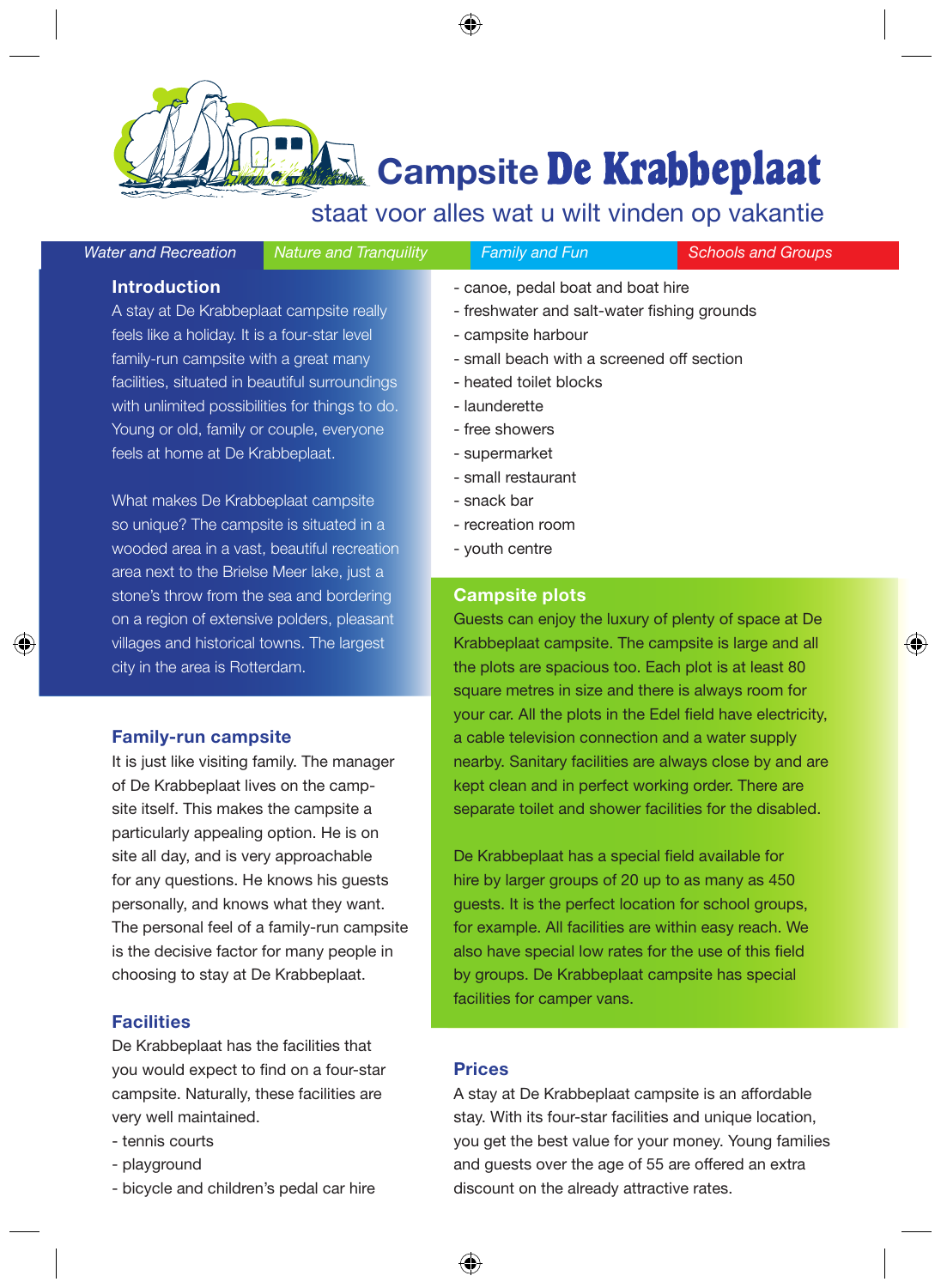# Campsite De Krabbeplaat

staat voor alles wat u wilt vinden op vakantie

*Water and Recreation* | *Nature and Tranquility* | *Family and Fun* | *Schools and Groups*

## Introduction

A stay at De Krabbeplaat campsite really feels like a holiday. It is a four-star level family-run campsite with a great many facilities, situated in beautiful surroundings with unlimited possibilities for things to do. Young or old, family or couple, everyone feels at home at De Krabbeplaat.

What makes De Krabbeplaat campsite so unique? The campsite is situated in a wooded area in a vast, beautiful recreation area next to the Brielse Meer lake, just a stone's throw from the sea and bordering on a region of extensive polders, pleasant villages and historical towns. The largest city in the area is Rotterdam.

## Family-run campsite

It is just like visiting family. The manager of De Krabbeplaat lives on the campsite itself. This makes the campsite a particularly appealing option. He is on site all day, and is very approachable for any questions. He knows his guests personally, and knows what they want. The personal feel of a family-run campsite is the decisive factor for many people in choosing to stay at De Krabbeplaat.

## Facilities

De Krabbeplaat has the facilities that you would expect to find on a four-star campsite. Naturally, these facilities are very well maintained.

- tennis courts
- playground
- bicycle and children's pedal car hire
- canoe, pedal boat and boat hire
- freshwater and salt-water fishing grounds
- campsite harbour
- small beach with a screened off section
- heated toilet blocks
- launderette
- free showers
- supermarket
- small restaurant
- snack bar
- recreation room
- youth centre

## Campsite plots

Guests can enjoy the luxury of plenty of space at De Krabbeplaat campsite. The campsite is large and all the plots are spacious too. Each plot is at least 80 square metres in size and there is always room for your car. All the plots in the Edel field have electricity, a cable television connection and a water supply nearby. Sanitary facilities are always close by and are kept clean and in perfect working order. There are separate toilet and shower facilities for the disabled.

De Krabbeplaat has a special field available for hire by larger groups of 20 up to as many as 450 guests. It is the perfect location for school groups, for example. All facilities are within easy reach. We also have special low rates for the use of this field by groups. De Krabbeplaat campsite has special facilities for camper vans.

## Prices

A stay at De Krabbeplaat campsite is an affordable stay. With its four-star facilities and unique location, you get the best value for your money. Young families and guests over the age of 55 are offered an extra discount on the already attractive rates.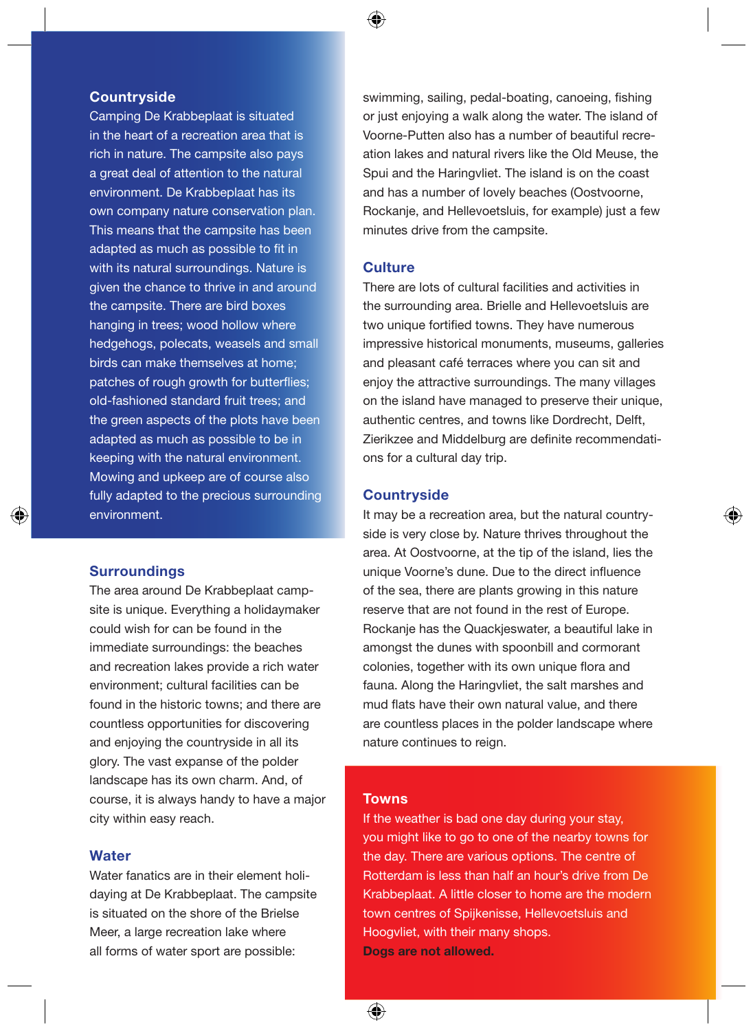## Countryside

Camping De Krabbeplaat is situated in the heart of a recreation area that is rich in nature. The campsite also pays a great deal of attention to the natural environment. De Krabbeplaat has its own company nature conservation plan. This means that the campsite has been adapted as much as possible to fit in with its natural surroundings. Nature is given the chance to thrive in and around the campsite. There are bird boxes hanging in trees; wood hollow where hedgehogs, polecats, weasels and small birds can make themselves at home; patches of rough growth for butterflies; old-fashioned standard fruit trees; and the green aspects of the plots have been adapted as much as possible to be in keeping with the natural environment. Mowing and upkeep are of course also fully adapted to the precious surrounding environment.

## Surroundings

The area around De Krabbeplaat campsite is unique. Everything a holidaymaker could wish for can be found in the immediate surroundings: the beaches and recreation lakes provide a rich water environment; cultural facilities can be found in the historic towns; and there are countless opportunities for discovering and enjoying the countryside in all its glory. The vast expanse of the polder landscape has its own charm. And, of course, it is always handy to have a major city within easy reach.

## Water

Water fanatics are in their element holidaying at De Krabbeplaat. The campsite is situated on the shore of the Brielse Meer, a large recreation lake where all forms of water sport are possible: swimming, sailing, pedal-boating, canoeing, fishing or just enjoying a walk along the water. The island of Voorne-Putten also has a number of beautiful recreation lakes and natural rivers like the Old Meuse, the Spui and the Haringvliet. The island is on the coast and has a number of lovely beaches (Oostvoorne, Rockanje, and Hellevoetsluis, for example) just a few minutes drive from the campsite.

## Culture

There are lots of cultural facilities and activities in the surrounding area. Brielle and Hellevoetsluis are two unique fortified towns. They have numerous impressive historical monuments, museums, galleries and pleasant café terraces where you can sit and enjoy the attractive surroundings. The many villages on the island have managed to preserve their unique, authentic centres, and towns like Dordrecht, Delft, Zierikzee and Middelburg are definite recommendations for a cultural day trip.

## Countryside

It may be a recreation area, but the natural countryside is very close by. Nature thrives throughout the area. At Oostvoorne, at the tip of the island, lies the unique Voorne's dune. Due to the direct influence of the sea, there are plants growing in this nature reserve that are not found in the rest of Europe. Rockanje has the Quackjeswater, a beautiful lake in amongst the dunes with spoonbill and cormorant colonies, together with its own unique flora and fauna. Along the Haringvliet, the salt marshes and mud flats have their own natural value, and there are countless places in the polder landscape where nature continues to reign.

## Towns

If the weather is bad one day during your stay, you might like to go to one of the nearby towns for the day. There are various options. The centre of Rotterdam is less than half an hour's drive from De Krabbeplaat. A little closer to home are the modern town centres of Spijkenisse, Hellevoetsluis and Hoogvliet, with their many shops.

**Dogs are not allowed.**